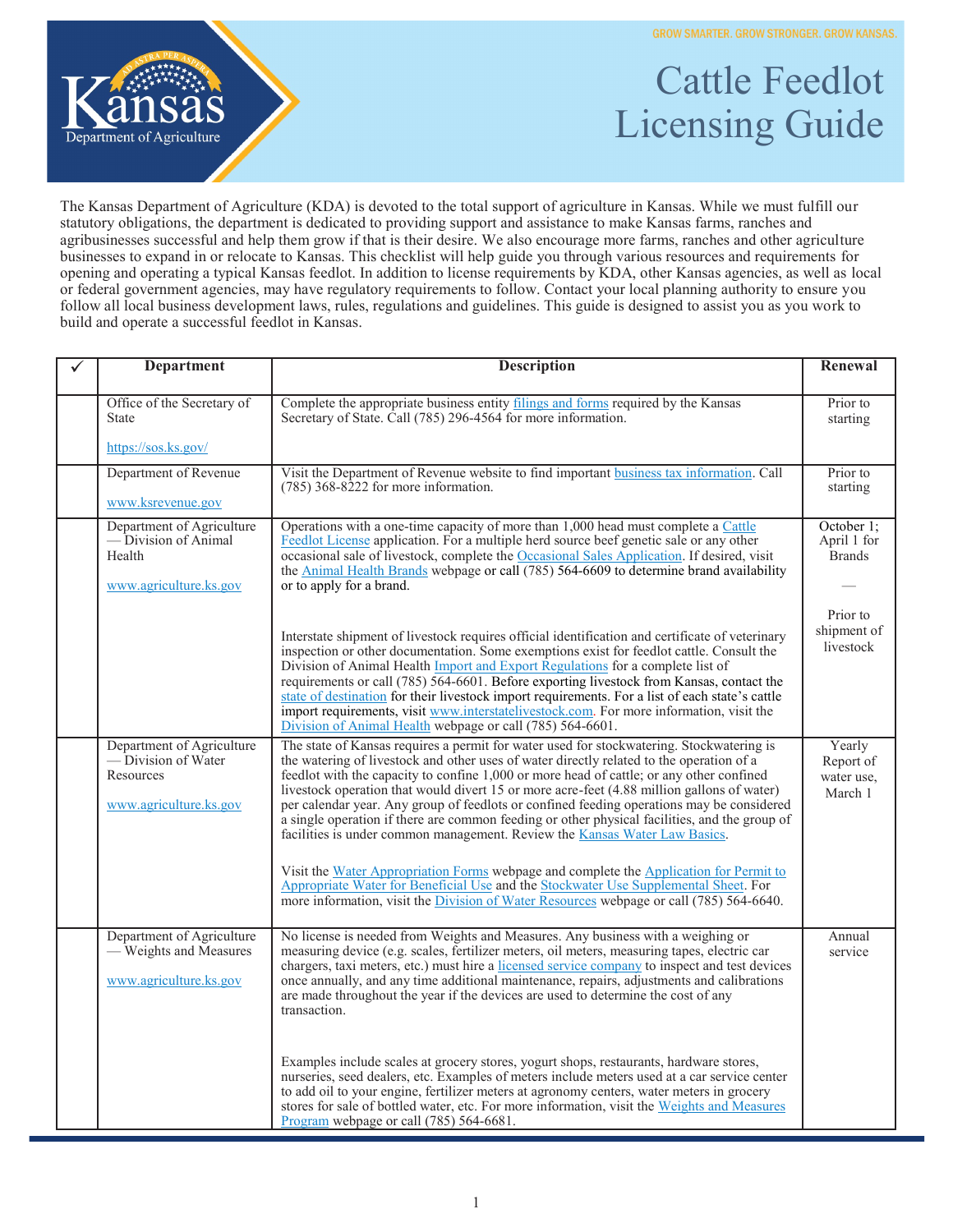GROW SMARTER. GROW STRONGER. GROW KANSAS.

Kansas Department of Agriculture

# Cattle Feedlot Licensing Guide

The Kansas Department of Agriculture (KDA) is devoted to the total support of agriculture in Kansas. While we must fulfill our statutory obligations, the department is dedicated to providing support and assistance to make Kansas farms, ranches and agribusinesses successful and help them grow if that is their desire. We also encourage more farms, ranches and other agriculture businesses to expand in or relocate to Kansas. This checklist will help guide you through various resources and requirements for opening and operating a typical Kansas feedlot. In addition to license requirements by KDA, other Kansas agencies, as well as local or federal government agencies, may have regulatory requirements to follow. Contact your local planning authority to ensure you follow all local business development laws, rules, regulations and guidelines. This guide is designed to assist you as you work to build and operate a successful feedlot in Kansas.

| ✓ | Department | Description | Renewal |
|---|---|---|---|
| | Office of the Secretary of State<br><br>https://sos.ks.gov/ | Complete the appropriate business entity filings and forms required by the Kansas Secretary of State. Call (785) 296-4564 for more information. | Prior to starting |
| | Department of Revenue<br><br>www.ksrevenue.gov | Visit the Department of Revenue website to find important business tax information. Call (785) 368-8222 for more information. | Prior to starting |
| | Department of Agriculture — Division of Animal Health<br><br>www.agriculture.ks.gov | Operations with a one-time capacity of more than 1,000 head must complete a Cattle Feedlot License application. For a multiple herd source beef genetic sale or any other occasional sale of livestock, complete the Occasional Sales Application. If desired, visit the Animal Health Brands webpage or call (785) 564-6609 to determine brand availability or to apply for a brand.<br><br>Interstate shipment of livestock requires official identification and certificate of veterinary inspection or other documentation. Some exemptions exist for feedlot cattle. Consult the Division of Animal Health Import and Export Regulations for a complete list of requirements or call (785) 564-6601. Before exporting livestock from Kansas, contact the state of destination for their livestock import requirements. For a list of each state's cattle import requirements, visit www.interstatelivestock.com. For more information, visit the Division of Animal Health webpage or call (785) 564-6601. | October 1; April 1 for Brands<br><br>—<br><br>Prior to shipment of livestock |
| | Department of Agriculture — Division of Water Resources<br><br>www.agriculture.ks.gov | The state of Kansas requires a permit for water used for stockwatering. Stockwatering is the watering of livestock and other uses of water directly related to the operation of a feedlot with the capacity to confine 1,000 or more head of cattle; or any other confined livestock operation that would divert 15 or more acre-feet (4.88 million gallons of water) per calendar year. Any group of feedlots or confined feeding operations may be considered a single operation if there are common feeding or other physical facilities, and the group of facilities is under common management. Review the Kansas Water Law Basics.<br><br>Visit the Water Appropriation Forms webpage and complete the Application for Permit to Appropriate Water for Beneficial Use and the Stockwater Use Supplemental Sheet. For more information, visit the Division of Water Resources webpage or call (785) 564-6640. | Yearly Report of water use, March 1 |
| | Department of Agriculture — Weights and Measures<br><br>www.agriculture.ks.gov | No license is needed from Weights and Measures. Any business with a weighing or measuring device (e.g. scales, fertilizer meters, oil meters, measuring tapes, electric car chargers, taxi meters, etc.) must hire a licensed service company to inspect and test devices once annually, and any time additional maintenance, repairs, adjustments and calibrations are made throughout the year if the devices are used to determine the cost of any transaction.<br><br>Examples include scales at grocery stores, yogurt shops, restaurants, hardware stores, nurseries, seed dealers, etc. Examples of meters include meters used at a car service center to add oil to your engine, fertilizer meters at agronomy centers, water meters in grocery stores for sale of bottled water, etc. For more information, visit the Weights and Measures Program webpage or call (785) 564-6681. | Annual service |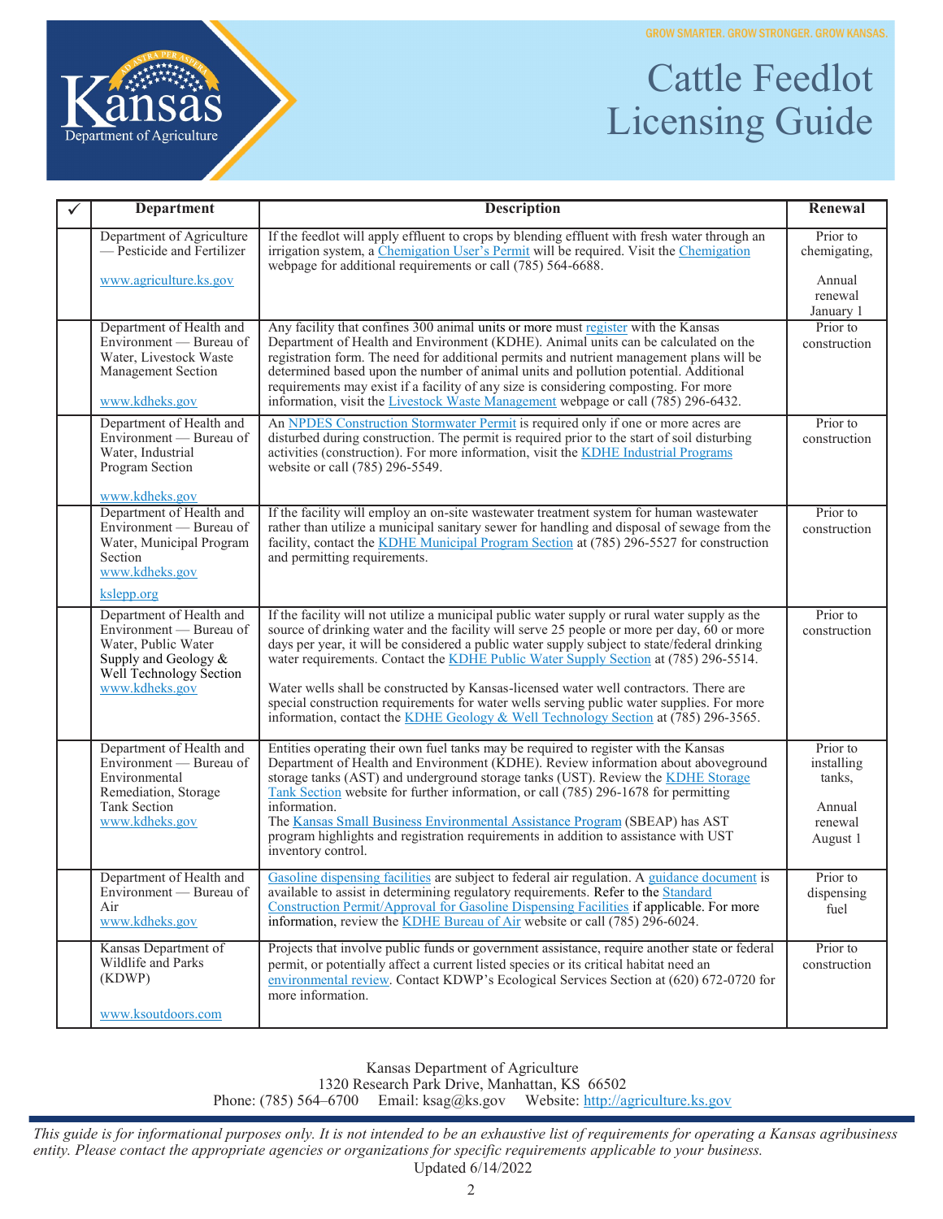GROW SMARTER. GROW STRONGER. GROW KANSAS.

# Cattle Feedlot Licensing Guide

| ✓ | Department | Description | Renewal |
|---|---|---|---|
| | Department of Agriculture — Pesticide and Fertilizer www.agriculture.ks.gov | If the feedlot will apply effluent to crops by blending effluent with fresh water through an irrigation system, a Chemigation User's Permit will be required. Visit the Chemigation webpage for additional requirements or call (785) 564-6688. | Prior to chemigating, Annual renewal January 1 |
| | Department of Health and Environment — Bureau of Water, Livestock Waste Management Section www.kdheks.gov | Any facility that confines 300 animal units or more must register with the Kansas Department of Health and Environment (KDHE). Animal units can be calculated on the registration form. The need for additional permits and nutrient management plans will be determined based upon the number of animal units and pollution potential. Additional requirements may exist if a facility of any size is considering composting. For more information, visit the Livestock Waste Management webpage or call (785) 296-6432. | Prior to construction |
| | Department of Health and Environment — Bureau of Water, Industrial Program Section www.kdheks.gov | An NPDES Construction Stormwater Permit is required only if one or more acres are disturbed during construction. The permit is required prior to the start of soil disturbing activities (construction). For more information, visit the KDHE Industrial Programs website or call (785) 296-5549. | Prior to construction |
| | Department of Health and Environment — Bureau of Water, Municipal Program Section www.kdheks.gov kslepp.org | If the facility will employ an on-site wastewater treatment system for human wastewater rather than utilize a municipal sanitary sewer for handling and disposal of sewage from the facility, contact the KDHE Municipal Program Section at (785) 296-5527 for construction and permitting requirements. | Prior to construction |
| | Department of Health and Environment — Bureau of Water, Public Water Supply and Geology & Well Technology Section www.kdheks.gov | If the facility will not utilize a municipal public water supply or rural water supply as the source of drinking water and the facility will serve 25 people or more per day, 60 or more days per year, it will be considered a public water supply subject to state/federal drinking water requirements. Contact the KDHE Public Water Supply Section at (785) 296-5514.<br><br>Water wells shall be constructed by Kansas-licensed water well contractors. There are special construction requirements for water wells serving public water supplies. For more information, contact the KDHE Geology & Well Technology Section at (785) 296-3565. | Prior to construction |
| | Department of Health and Environment — Bureau of Environmental Remediation, Storage Tank Section www.kdheks.gov | Entities operating their own fuel tanks may be required to register with the Kansas Department of Health and Environment (KDHE). Review information about aboveground storage tanks (AST) and underground storage tanks (UST). Review the KDHE Storage Tank Section website for further information, or call (785) 296-1678 for permitting information.<br>The Kansas Small Business Environmental Assistance Program (SBEAP) has AST program highlights and registration requirements in addition to assistance with UST inventory control. | Prior to installing tanks, Annual renewal August 1 |
| | Department of Health and Environment — Bureau of Air www.kdheks.gov | Gasoline dispensing facilities are subject to federal air regulation. A guidance document is available to assist in determining regulatory requirements. Refer to the Standard Construction Permit/Approval for Gasoline Dispensing Facilities if applicable. For more information, review the KDHE Bureau of Air website or call (785) 296-6024. | Prior to dispensing fuel |
| | Kansas Department of Wildlife and Parks (KDWP) www.ksoutdoors.com | Projects that involve public funds or government assistance, require another state or federal permit, or potentially affect a current listed species or its critical habitat need an environmental review. Contact KDWP's Ecological Services Section at (620) 672-0720 for more information. | Prior to construction |

Kansas Department of Agriculture
1320 Research Park Drive, Manhattan, KS 66502
Phone: (785) 564–6700 Email: ksag@ks.gov Website: http://agriculture.ks.gov

*This guide is for informational purposes only. It is not intended to be an exhaustive list of requirements for operating a Kansas agribusiness entity. Please contact the appropriate agencies or organizations for specific requirements applicable to your business.*

Updated 6/14/2022